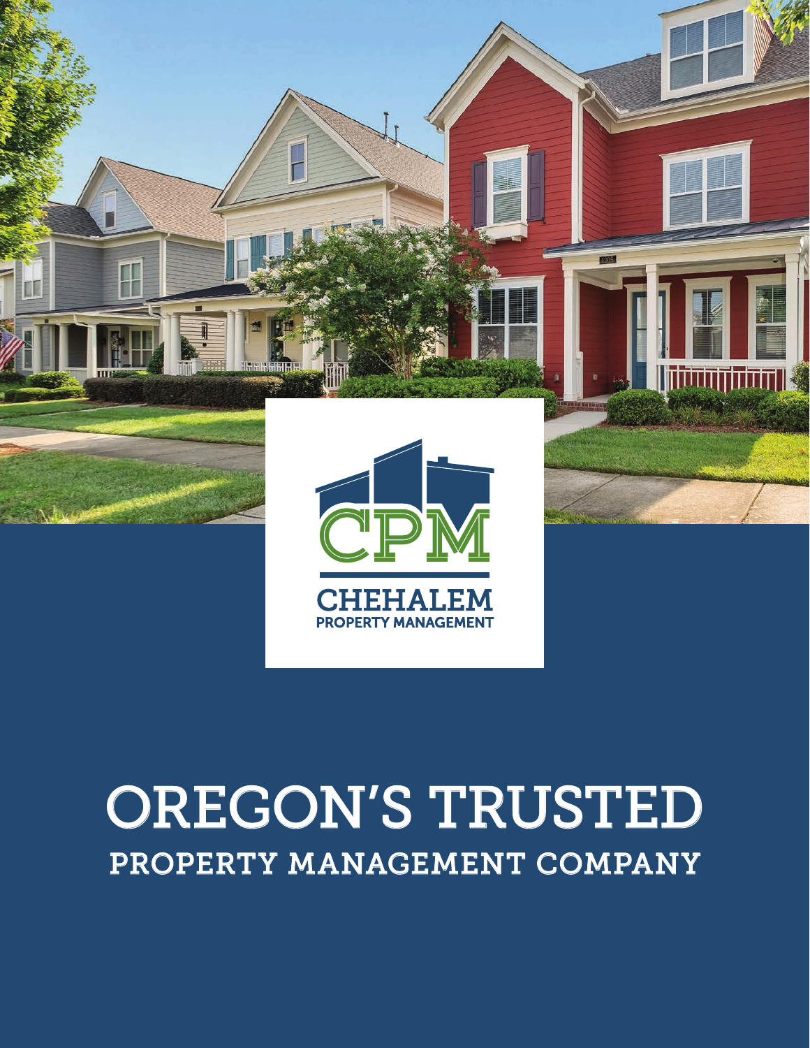CPM

CHEHALEM
PROPERTY MANAGEMENT

# OREGON'S TRUSTED
## PROPERTY MANAGEMENT COMPANY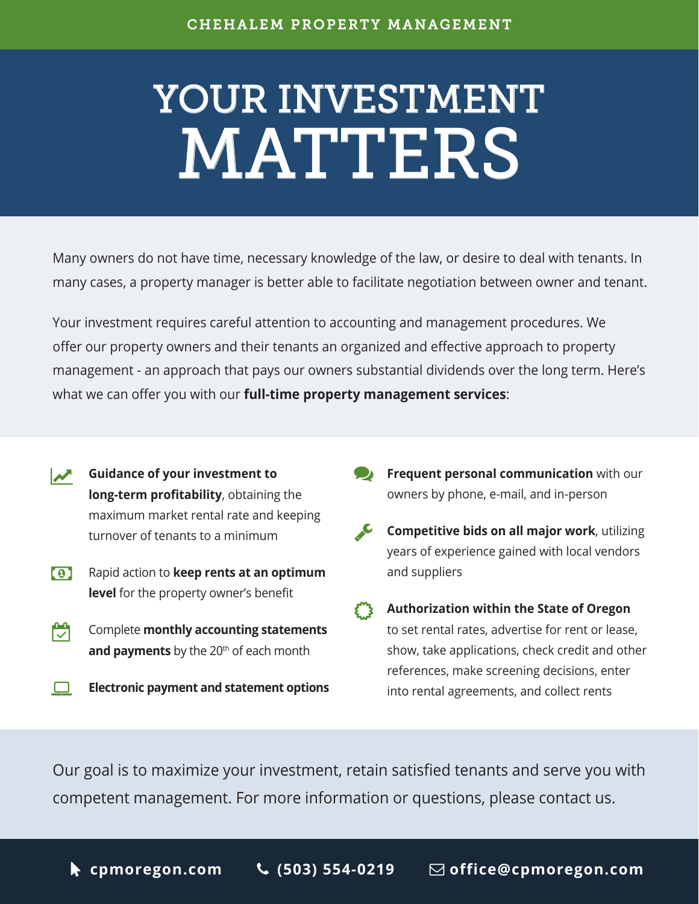CHEHALEM PROPERTY MANAGEMENT

# YOUR INVESTMENT MATTERS

Many owners do not have time, necessary knowledge of the law, or desire to deal with tenants. In many cases, a property manager is better able to facilitate negotiation between owner and tenant.

Your investment requires careful attention to accounting and management procedures. We offer our property owners and their tenants an organized and effective approach to property management - an approach that pays our owners substantial dividends over the long term. Here's what we can offer you with our **full-time property management services**:

- **Guidance of your investment to long-term profitability**, obtaining the maximum market rental rate and keeping turnover of tenants to a minimum
- Rapid action to **keep rents at an optimum level** for the property owner's benefit
- Complete **monthly accounting statements and payments** by the 20th of each month
- **Electronic payment and statement options**
- **Frequent personal communication** with our owners by phone, e-mail, and in-person
- **Competitive bids on all major work**, utilizing years of experience gained with local vendors and suppliers
- **Authorization within the State of Oregon** to set rental rates, advertise for rent or lease, show, take applications, check credit and other references, make screening decisions, enter into rental agreements, and collect rents

Our goal is to maximize your investment, retain satisfied tenants and serve you with competent management. For more information or questions, please contact us.

cpmoregon.com | (503) 554-0219 | office@cpmoregon.com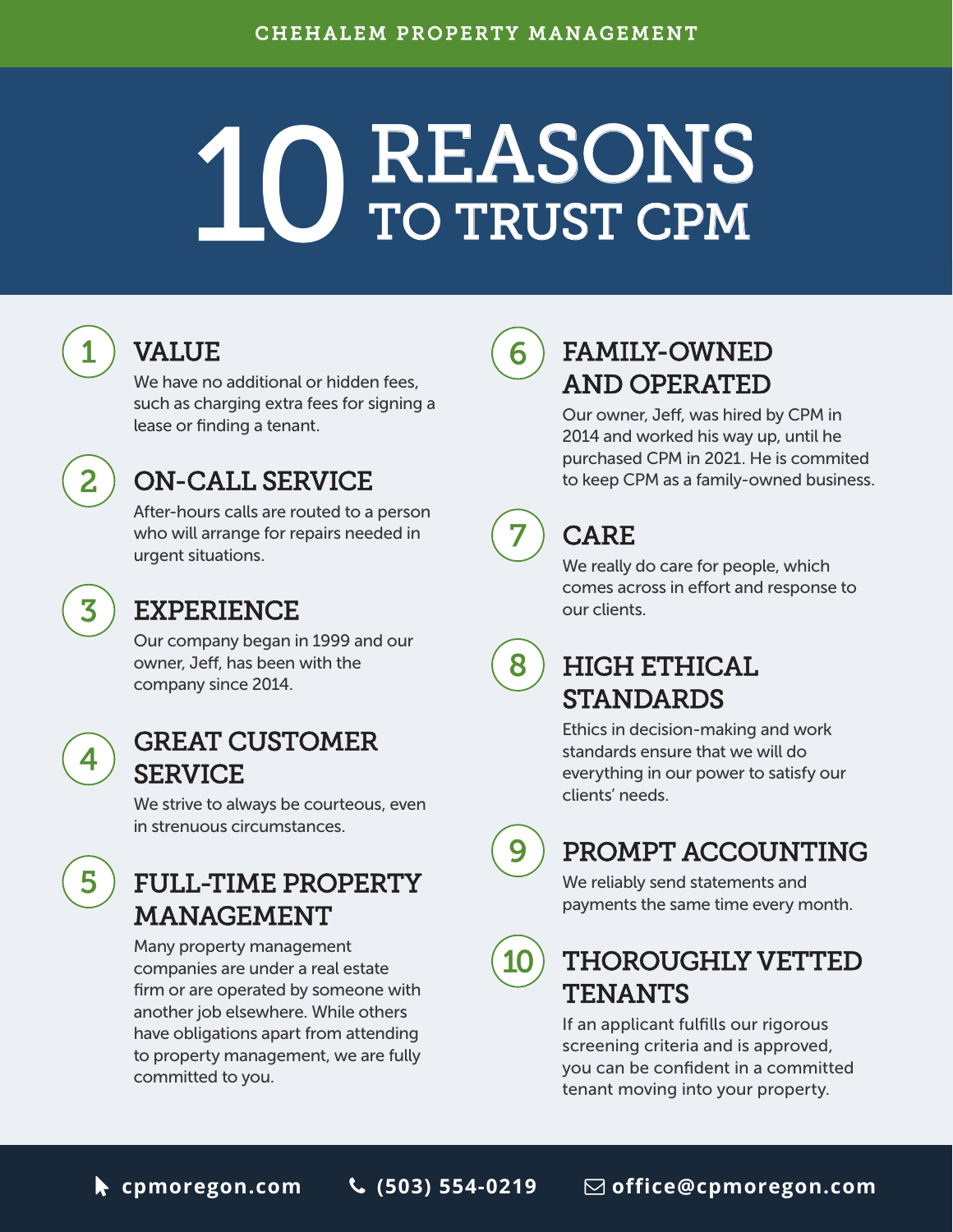CHEHALEM PROPERTY MANAGEMENT

# 10 REASONS TO TRUST CPM

## 1 VALUE

We have no additional or hidden fees, such as charging extra fees for signing a lease or finding a tenant.

## 2 ON-CALL SERVICE

After-hours calls are routed to a person who will arrange for repairs needed in urgent situations.

## 3 EXPERIENCE

Our company began in 1999 and our owner, Jeff, has been with the company since 2014.

## 4 GREAT CUSTOMER SERVICE

We strive to always be courteous, even in strenuous circumstances.

## 5 FULL-TIME PROPERTY MANAGEMENT

Many property management companies are under a real estate firm or are operated by someone with another job elsewhere. While others have obligations apart from attending to property management, we are fully committed to you.

## 6 FAMILY-OWNED AND OPERATED

Our owner, Jeff, was hired by CPM in 2014 and worked his way up, until he purchased CPM in 2021. He is commited to keep CPM as a family-owned business.

## 7 CARE

We really do care for people, which comes across in effort and response to our clients.

## 8 HIGH ETHICAL STANDARDS

Ethics in decision-making and work standards ensure that we will do everything in our power to satisfy our clients' needs.

## 9 PROMPT ACCOUNTING

We reliably send statements and payments the same time every month.

## 10 THOROUGHLY VETTED TENANTS

If an applicant fulfills our rigorous screening criteria and is approved, you can be confident in a committed tenant moving into your property.

cpmoregon.com | (503) 554-0219 | office@cpmoregon.com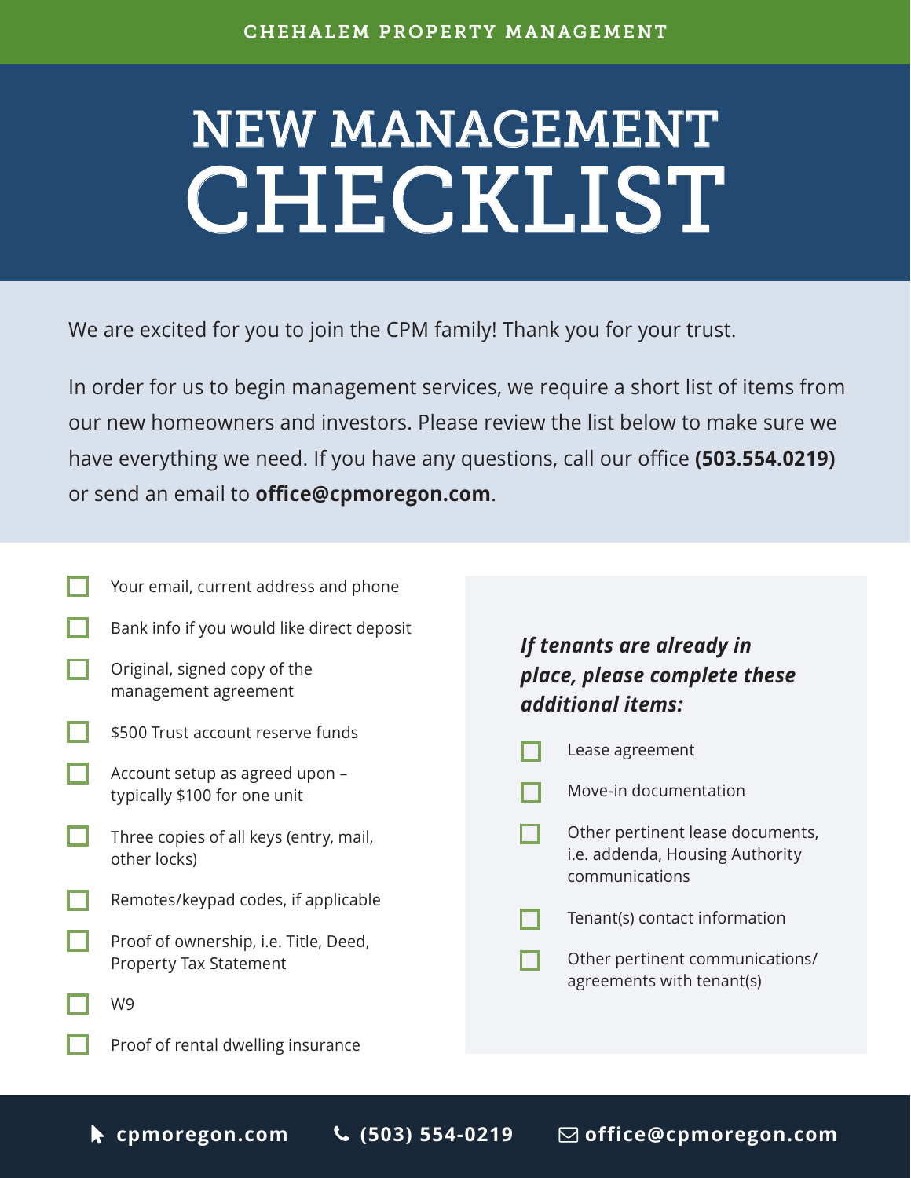CHEHALEM PROPERTY MANAGEMENT

# NEW MANAGEMENT CHECKLIST

We are excited for you to join the CPM family! Thank you for your trust.

In order for us to begin management services, we require a short list of items from our new homeowners and investors. Please review the list below to make sure we have everything we need. If you have any questions, call our office **(503.554.0219)** or send an email to **office@cpmoregon.com**.

- [ ] Your email, current address and phone
- [ ] Bank info if you would like direct deposit
- [ ] Original, signed copy of the management agreement
- [ ] $500 Trust account reserve funds
- [ ] Account setup as agreed upon – typically $100 for one unit
- [ ] Three copies of all keys (entry, mail, other locks)
- [ ] Remotes/keypad codes, if applicable
- [ ] Proof of ownership, i.e. Title, Deed, Property Tax Statement
- [ ] W9
- [ ] Proof of rental dwelling insurance

***If tenants are already in place, please complete these additional items:***

- [ ] Lease agreement
- [ ] Move-in documentation
- [ ] Other pertinent lease documents, i.e. addenda, Housing Authority communications
- [ ] Tenant(s) contact information
- [ ] Other pertinent communications/ agreements with tenant(s)

cpmoregon.com | (503) 554-0219 | office@cpmoregon.com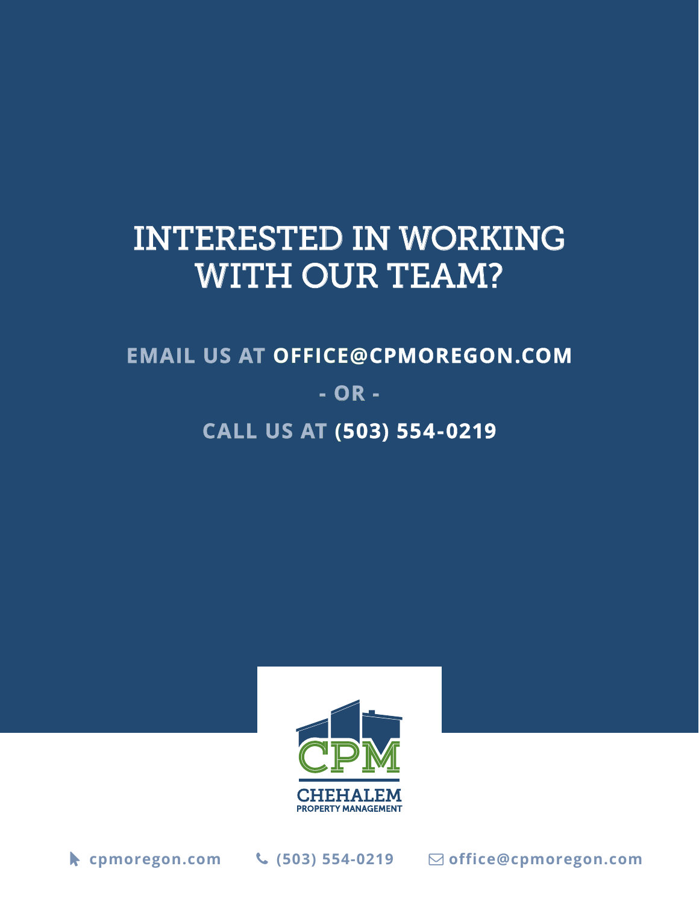# INTERESTED IN WORKING WITH OUR TEAM?

**EMAIL US AT OFFICE@CPMOREGON.COM**

**- OR -**

**CALL US AT (503) 554-0219**

CPM
CHEHALEM
PROPERTY MANAGEMENT

cpmoregon.com (503) 554-0219 office@cpmoregon.com